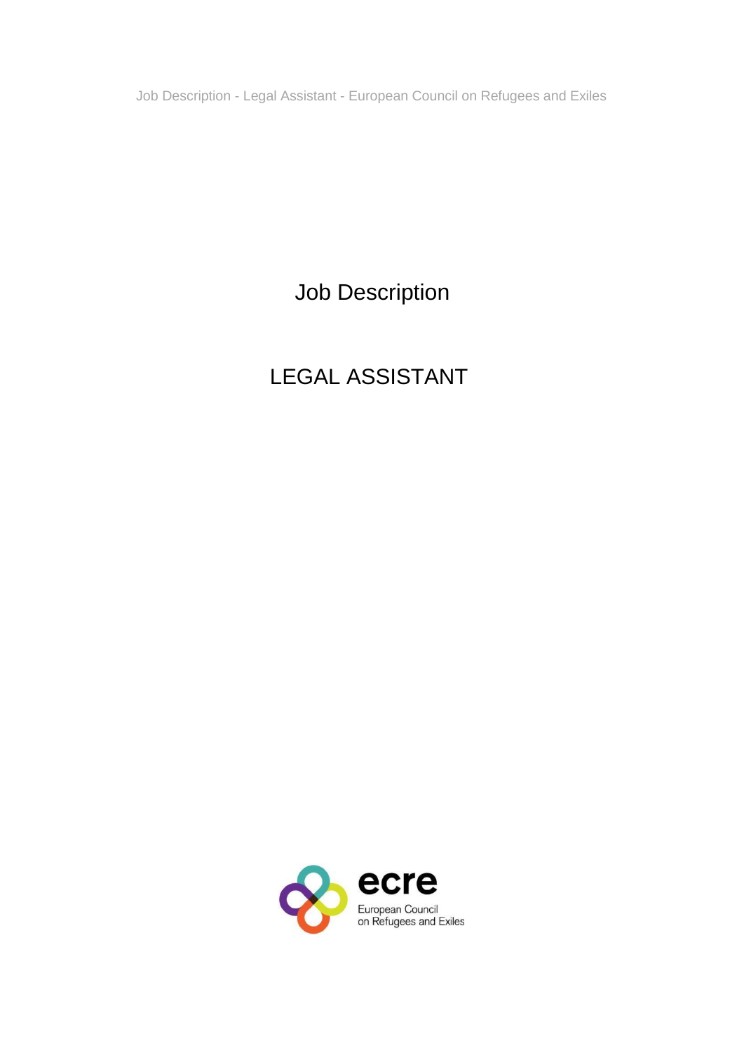# Job Description

## LEGAL ASSISTANT

ecre
European Council
on Refugees and Exiles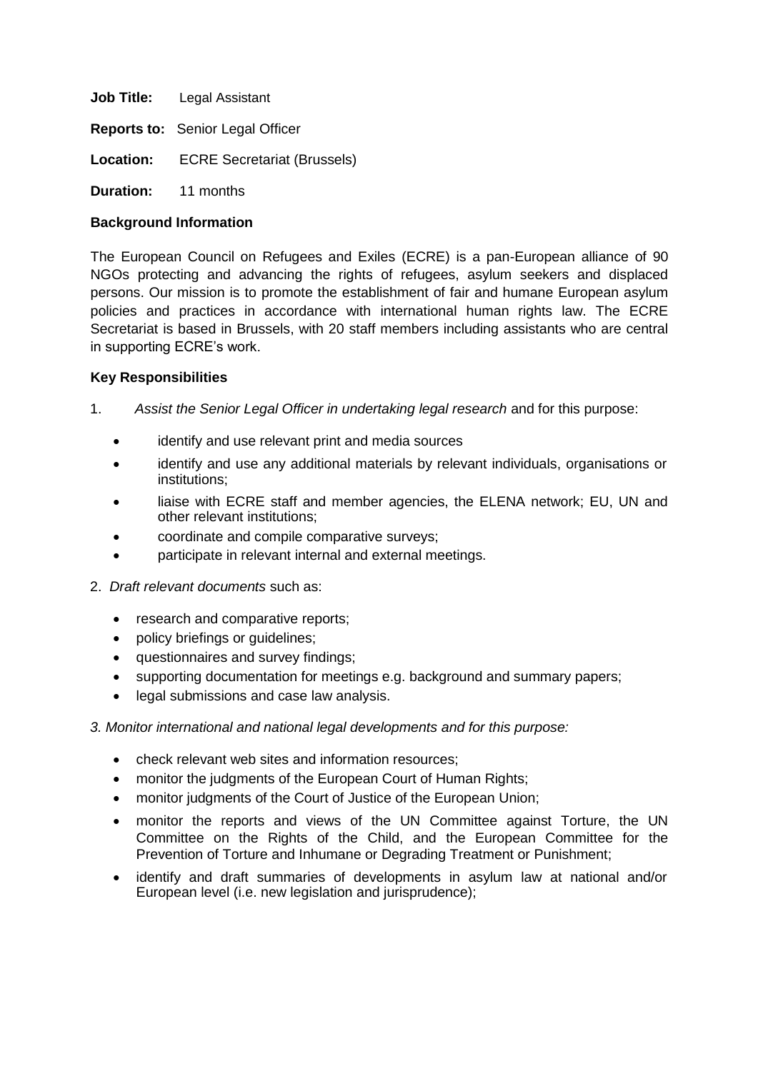**Job Title:** Legal Assistant

**Reports to:** Senior Legal Officer

**Location:** ECRE Secretariat (Brussels)

**Duration:** 11 months

**Background Information**

The European Council on Refugees and Exiles (ECRE) is a pan-European alliance of 90 NGOs protecting and advancing the rights of refugees, asylum seekers and displaced persons. Our mission is to promote the establishment of fair and humane European asylum policies and practices in accordance with international human rights law. The ECRE Secretariat is based in Brussels, with 20 staff members including assistants who are central in supporting ECRE's work.

**Key Responsibilities**

1. *Assist the Senior Legal Officer in undertaking legal research* and for this purpose:

   - identify and use relevant print and media sources
   - identify and use any additional materials by relevant individuals, organisations or institutions;
   - liaise with ECRE staff and member agencies, the ELENA network; EU, UN and other relevant institutions;
   - coordinate and compile comparative surveys;
   - participate in relevant internal and external meetings.

2. *Draft relevant documents* such as:

   - research and comparative reports;
   - policy briefings or guidelines;
   - questionnaires and survey findings;
   - supporting documentation for meetings e.g. background and summary papers;
   - legal submissions and case law analysis.

*3. Monitor international and national legal developments and for this purpose:*

   - check relevant web sites and information resources;
   - monitor the judgments of the European Court of Human Rights;
   - monitor judgments of the Court of Justice of the European Union;
   - monitor the reports and views of the UN Committee against Torture, the UN Committee on the Rights of the Child, and the European Committee for the Prevention of Torture and Inhumane or Degrading Treatment or Punishment;
   - identify and draft summaries of developments in asylum law at national and/or European level (i.e. new legislation and jurisprudence);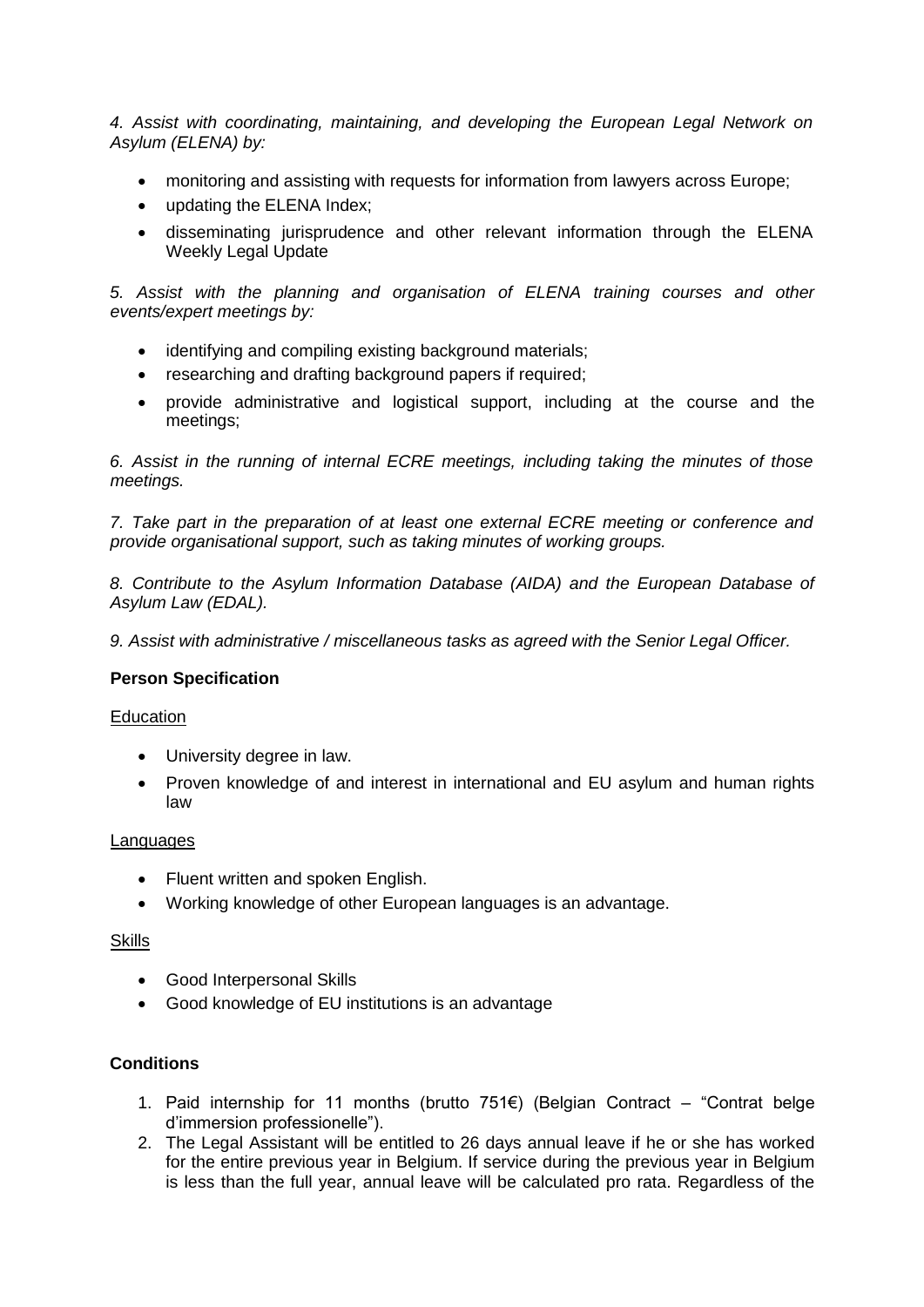*4. Assist with coordinating, maintaining, and developing the European Legal Network on Asylum (ELENA) by:*

- monitoring and assisting with requests for information from lawyers across Europe;
- updating the ELENA Index;
- disseminating jurisprudence and other relevant information through the ELENA Weekly Legal Update

*5. Assist with the planning and organisation of ELENA training courses and other events/expert meetings by:*

- identifying and compiling existing background materials;
- researching and drafting background papers if required;
- provide administrative and logistical support, including at the course and the meetings;

*6. Assist in the running of internal ECRE meetings, including taking the minutes of those meetings.*

*7. Take part in the preparation of at least one external ECRE meeting or conference and provide organisational support, such as taking minutes of working groups.*

*8. Contribute to the Asylum Information Database (AIDA) and the European Database of Asylum Law (EDAL).*

*9. Assist with administrative / miscellaneous tasks as agreed with the Senior Legal Officer.*

**Person Specification**

Education

- University degree in law.
- Proven knowledge of and interest in international and EU asylum and human rights law

Languages

- Fluent written and spoken English.
- Working knowledge of other European languages is an advantage.

Skills

- Good Interpersonal Skills
- Good knowledge of EU institutions is an advantage

**Conditions**

1. Paid internship for 11 months (brutto 751€) (Belgian Contract – "Contrat belge d'immersion professionelle").
2. The Legal Assistant will be entitled to 26 days annual leave if he or she has worked for the entire previous year in Belgium. If service during the previous year in Belgium is less than the full year, annual leave will be calculated pro rata. Regardless of the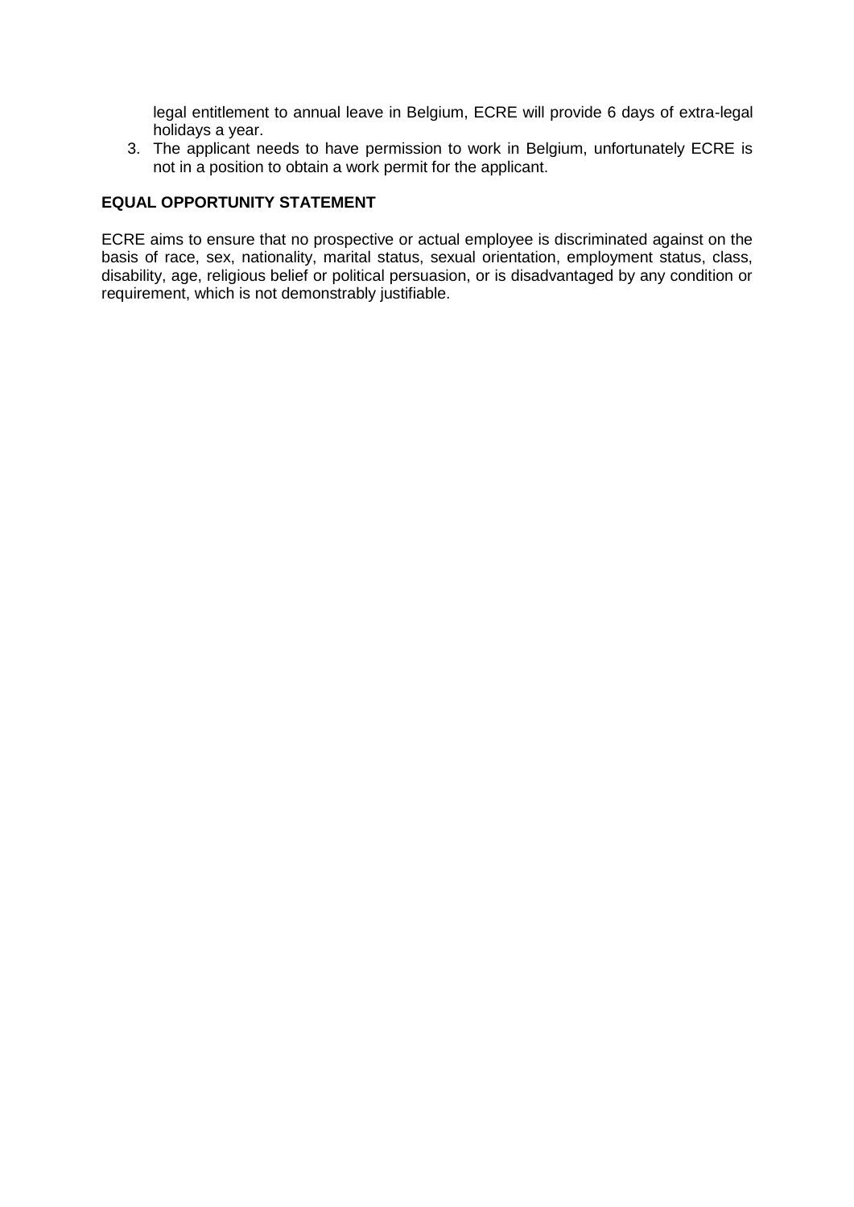legal entitlement to annual leave in Belgium, ECRE will provide 6 days of extra-legal holidays a year.

3. The applicant needs to have permission to work in Belgium, unfortunately ECRE is not in a position to obtain a work permit for the applicant.

**EQUAL OPPORTUNITY STATEMENT**

ECRE aims to ensure that no prospective or actual employee is discriminated against on the basis of race, sex, nationality, marital status, sexual orientation, employment status, class, disability, age, religious belief or political persuasion, or is disadvantaged by any condition or requirement, which is not demonstrably justifiable.